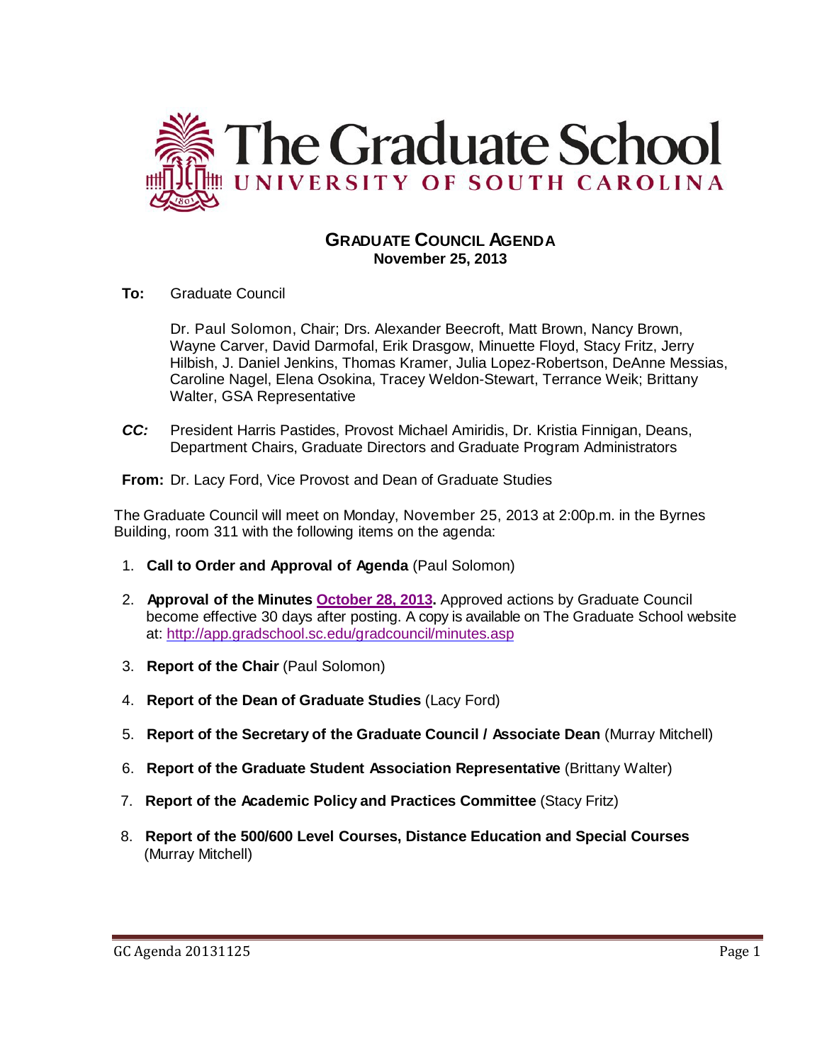# The Graduate School

UNIVERSITY OF SOUTH CAROLINA

## GRADUATE COUNCIL AGENDA

**November 25, 2013**

**To:** Graduate Council

Dr. Paul Solomon, Chair; Drs. Alexander Beecroft, Matt Brown, Nancy Brown, Wayne Carver, David Darmofal, Erik Drasgow, Minuette Floyd, Stacy Fritz, Jerry Hilbish, J. Daniel Jenkins, Thomas Kramer, Julia Lopez-Robertson, DeAnne Messias, Caroline Nagel, Elena Osokina, Tracey Weldon-Stewart, Terrance Weik; Brittany Walter, GSA Representative

***CC:*** President Harris Pastides, Provost Michael Amiridis, Dr. Kristia Finnigan, Deans, Department Chairs, Graduate Directors and Graduate Program Administrators

**From:** Dr. Lacy Ford, Vice Provost and Dean of Graduate Studies

The Graduate Council will meet on Monday, November 25, 2013 at 2:00p.m. in the Byrnes Building, room 311 with the following items on the agenda:

1. **Call to Order and Approval of Agenda** (Paul Solomon)
2. **Approval of the Minutes [October 28, 2013](http://app.gradschool.sc.edu/gradcouncil/minutes.asp).** Approved actions by Graduate Council become effective 30 days after posting. A copy is available on The Graduate School website at: http://app.gradschool.sc.edu/gradcouncil/minutes.asp
3. **Report of the Chair** (Paul Solomon)
4. **Report of the Dean of Graduate Studies** (Lacy Ford)
5. **Report of the Secretary of the Graduate Council / Associate Dean** (Murray Mitchell)
6. **Report of the Graduate Student Association Representative** (Brittany Walter)
7. **Report of the Academic Policy and Practices Committee** (Stacy Fritz)
8. **Report of the 500/600 Level Courses, Distance Education and Special Courses** (Murray Mitchell)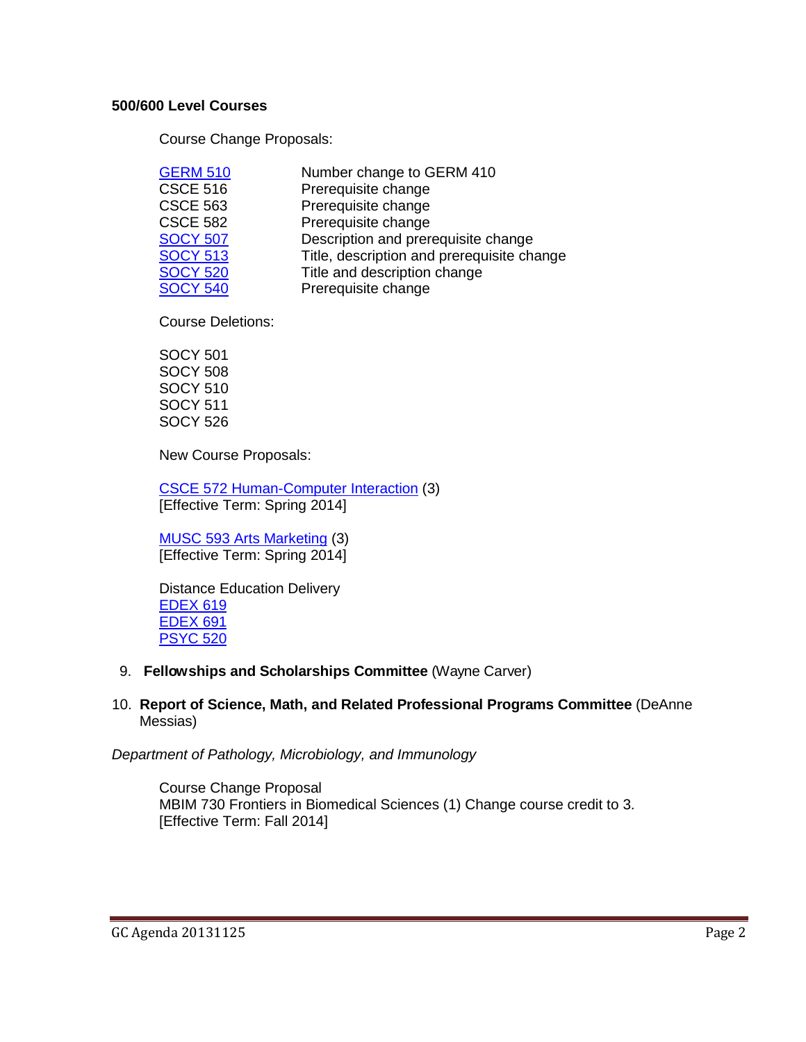**500/600 Level Courses**

Course Change Proposals:

| | |
|---|---|
| GERM 510 | Number change to GERM 410 |
| CSCE 516 | Prerequisite change |
| CSCE 563 | Prerequisite change |
| CSCE 582 | Prerequisite change |
| SOCY 507 | Description and prerequisite change |
| SOCY 513 | Title, description and prerequisite change |
| SOCY 520 | Title and description change |
| SOCY 540 | Prerequisite change |

Course Deletions:

SOCY 501
SOCY 508
SOCY 510
SOCY 511
SOCY 526

New Course Proposals:

CSCE 572 Human-Computer Interaction (3)
[Effective Term: Spring 2014]

MUSC 593 Arts Marketing (3)
[Effective Term: Spring 2014]

Distance Education Delivery
EDEX 619
EDEX 691
PSYC 520

9. **Fellowships and Scholarships Committee** (Wayne Carver)

10. **Report of Science, Math, and Related Professional Programs Committee** (DeAnne Messias)

*Department of Pathology, Microbiology, and Immunology*

Course Change Proposal
MBIM 730 Frontiers in Biomedical Sciences (1) Change course credit to 3.
[Effective Term: Fall 2014]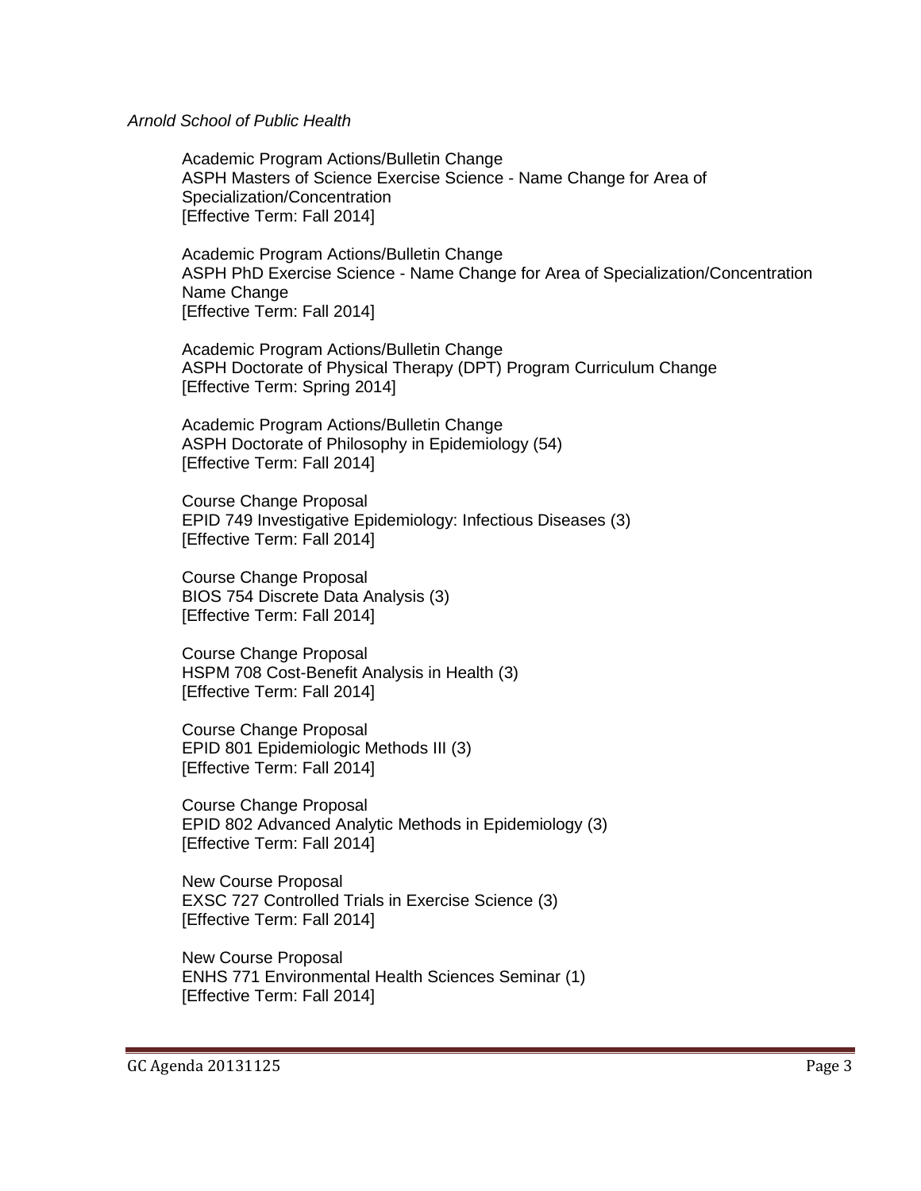*Arnold School of Public Health*

Academic Program Actions/Bulletin Change
ASPH Masters of Science Exercise Science - Name Change for Area of Specialization/Concentration
[Effective Term: Fall 2014]

Academic Program Actions/Bulletin Change
ASPH PhD Exercise Science - Name Change for Area of Specialization/Concentration Name Change
[Effective Term: Fall 2014]

Academic Program Actions/Bulletin Change
ASPH Doctorate of Physical Therapy (DPT) Program Curriculum Change
[Effective Term: Spring 2014]

Academic Program Actions/Bulletin Change
ASPH Doctorate of Philosophy in Epidemiology (54)
[Effective Term: Fall 2014]

Course Change Proposal
EPID 749 Investigative Epidemiology: Infectious Diseases (3)
[Effective Term: Fall 2014]

Course Change Proposal
BIOS 754 Discrete Data Analysis (3)
[Effective Term: Fall 2014]

Course Change Proposal
HSPM 708 Cost-Benefit Analysis in Health (3)
[Effective Term: Fall 2014]

Course Change Proposal
EPID 801 Epidemiologic Methods III (3)
[Effective Term: Fall 2014]

Course Change Proposal
EPID 802 Advanced Analytic Methods in Epidemiology (3)
[Effective Term: Fall 2014]

New Course Proposal
EXSC 727 Controlled Trials in Exercise Science (3)
[Effective Term: Fall 2014]

New Course Proposal
ENHS 771 Environmental Health Sciences Seminar (1)
[Effective Term: Fall 2014]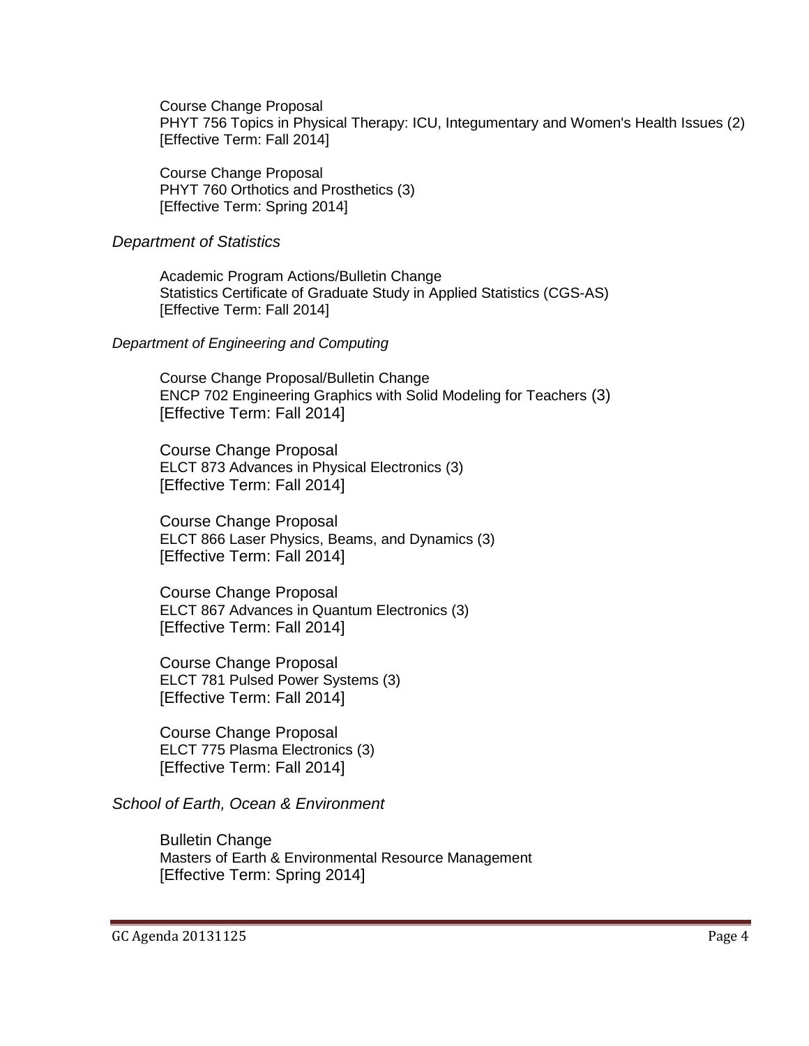Course Change Proposal
PHYT 756 Topics in Physical Therapy: ICU, Integumentary and Women's Health Issues (2)
[Effective Term: Fall 2014]

Course Change Proposal
PHYT 760 Orthotics and Prosthetics (3)
[Effective Term: Spring 2014]

*Department of Statistics*

Academic Program Actions/Bulletin Change
Statistics Certificate of Graduate Study in Applied Statistics (CGS-AS)
[Effective Term: Fall 2014]

*Department of Engineering and Computing*

Course Change Proposal/Bulletin Change
ENCP 702 Engineering Graphics with Solid Modeling for Teachers (3)
[Effective Term: Fall 2014]

Course Change Proposal
ELCT 873 Advances in Physical Electronics (3)
[Effective Term: Fall 2014]

Course Change Proposal
ELCT 866 Laser Physics, Beams, and Dynamics (3)
[Effective Term: Fall 2014]

Course Change Proposal
ELCT 867 Advances in Quantum Electronics (3)
[Effective Term: Fall 2014]

Course Change Proposal
ELCT 781 Pulsed Power Systems (3)
[Effective Term: Fall 2014]

Course Change Proposal
ELCT 775 Plasma Electronics (3)
[Effective Term: Fall 2014]

*School of Earth, Ocean & Environment*

Bulletin Change
Masters of Earth & Environmental Resource Management
[Effective Term: Spring 2014]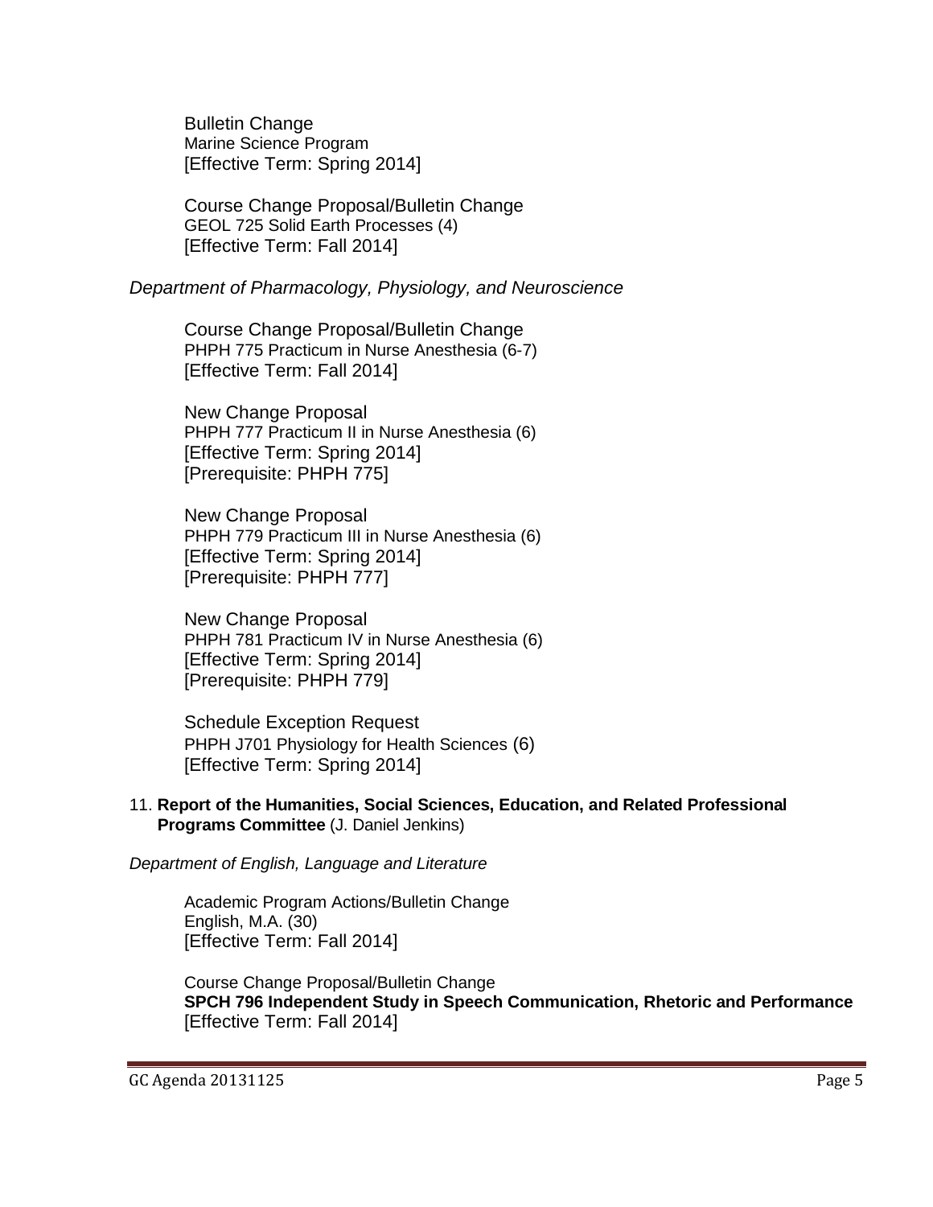Bulletin Change
Marine Science Program
[Effective Term: Spring 2014]

Course Change Proposal/Bulletin Change
GEOL 725 Solid Earth Processes (4)
[Effective Term: Fall 2014]

*Department of Pharmacology, Physiology, and Neuroscience*

Course Change Proposal/Bulletin Change
PHPH 775 Practicum in Nurse Anesthesia (6-7)
[Effective Term: Fall 2014]

New Change Proposal
PHPH 777 Practicum II in Nurse Anesthesia (6)
[Effective Term: Spring 2014]
[Prerequisite: PHPH 775]

New Change Proposal
PHPH 779 Practicum III in Nurse Anesthesia (6)
[Effective Term: Spring 2014]
[Prerequisite: PHPH 777]

New Change Proposal
PHPH 781 Practicum IV in Nurse Anesthesia (6)
[Effective Term: Spring 2014]
[Prerequisite: PHPH 779]

Schedule Exception Request
PHPH J701 Physiology for Health Sciences (6)
[Effective Term: Spring 2014]

11. **Report of the Humanities, Social Sciences, Education, and Related Professional Programs Committee** (J. Daniel Jenkins)

*Department of English, Language and Literature*

Academic Program Actions/Bulletin Change
English, M.A. (30)
[Effective Term: Fall 2014]

Course Change Proposal/Bulletin Change
**SPCH 796 Independent Study in Speech Communication, Rhetoric and Performance**
[Effective Term: Fall 2014]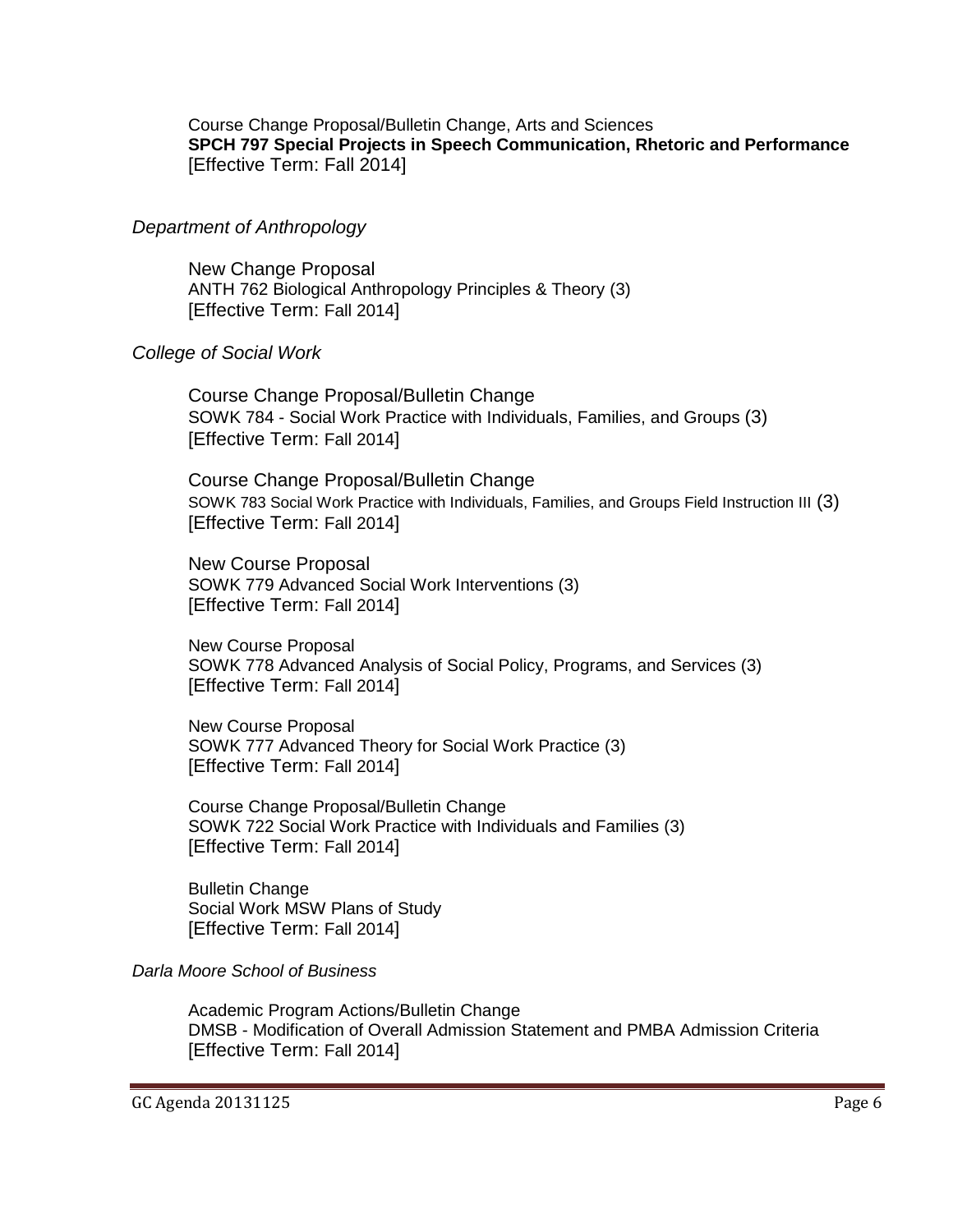Course Change Proposal/Bulletin Change, Arts and Sciences
**SPCH 797 Special Projects in Speech Communication, Rhetoric and Performance**
[Effective Term: Fall 2014]

*Department of Anthropology*

New Change Proposal
ANTH 762 Biological Anthropology Principles & Theory (3)
[Effective Term: Fall 2014]

*College of Social Work*

Course Change Proposal/Bulletin Change
SOWK 784 - Social Work Practice with Individuals, Families, and Groups (3)
[Effective Term: Fall 2014]

Course Change Proposal/Bulletin Change
SOWK 783 Social Work Practice with Individuals, Families, and Groups Field Instruction III (3)
[Effective Term: Fall 2014]

New Course Proposal
SOWK 779 Advanced Social Work Interventions (3)
[Effective Term: Fall 2014]

New Course Proposal
SOWK 778 Advanced Analysis of Social Policy, Programs, and Services (3)
[Effective Term: Fall 2014]

New Course Proposal
SOWK 777 Advanced Theory for Social Work Practice (3)
[Effective Term: Fall 2014]

Course Change Proposal/Bulletin Change
SOWK 722 Social Work Practice with Individuals and Families (3)
[Effective Term: Fall 2014]

Bulletin Change
Social Work MSW Plans of Study
[Effective Term: Fall 2014]

*Darla Moore School of Business*

Academic Program Actions/Bulletin Change
DMSB - Modification of Overall Admission Statement and PMBA Admission Criteria
[Effective Term: Fall 2014]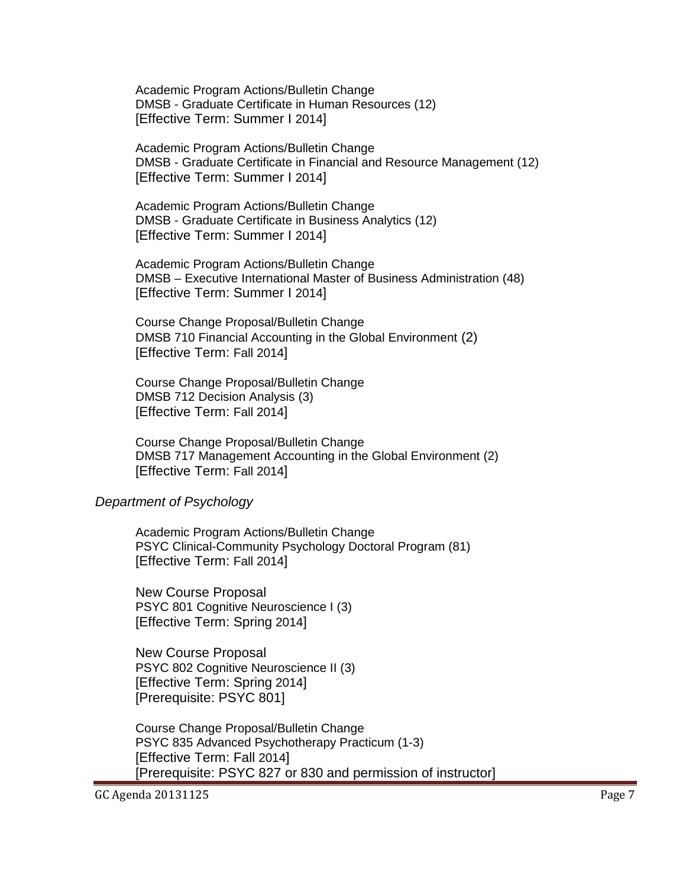Academic Program Actions/Bulletin Change
DMSB - Graduate Certificate in Human Resources (12)
[Effective Term: Summer I 2014]

Academic Program Actions/Bulletin Change
DMSB - Graduate Certificate in Financial and Resource Management (12)
[Effective Term: Summer I 2014]

Academic Program Actions/Bulletin Change
DMSB - Graduate Certificate in Business Analytics (12)
[Effective Term: Summer I 2014]

Academic Program Actions/Bulletin Change
DMSB – Executive International Master of Business Administration (48)
[Effective Term: Summer I 2014]

Course Change Proposal/Bulletin Change
DMSB 710 Financial Accounting in the Global Environment (2)
[Effective Term: Fall 2014]

Course Change Proposal/Bulletin Change
DMSB 712 Decision Analysis (3)
[Effective Term: Fall 2014]

Course Change Proposal/Bulletin Change
DMSB 717 Management Accounting in the Global Environment (2)
[Effective Term: Fall 2014]

*Department of Psychology*

Academic Program Actions/Bulletin Change
PSYC Clinical-Community Psychology Doctoral Program (81)
[Effective Term: Fall 2014]

New Course Proposal
PSYC 801 Cognitive Neuroscience I (3)
[Effective Term: Spring 2014]

New Course Proposal
PSYC 802 Cognitive Neuroscience II (3)
[Effective Term: Spring 2014]
[Prerequisite: PSYC 801]

Course Change Proposal/Bulletin Change
PSYC 835 Advanced Psychotherapy Practicum (1-3)
[Effective Term: Fall 2014]
[Prerequisite: PSYC 827 or 830 and permission of instructor]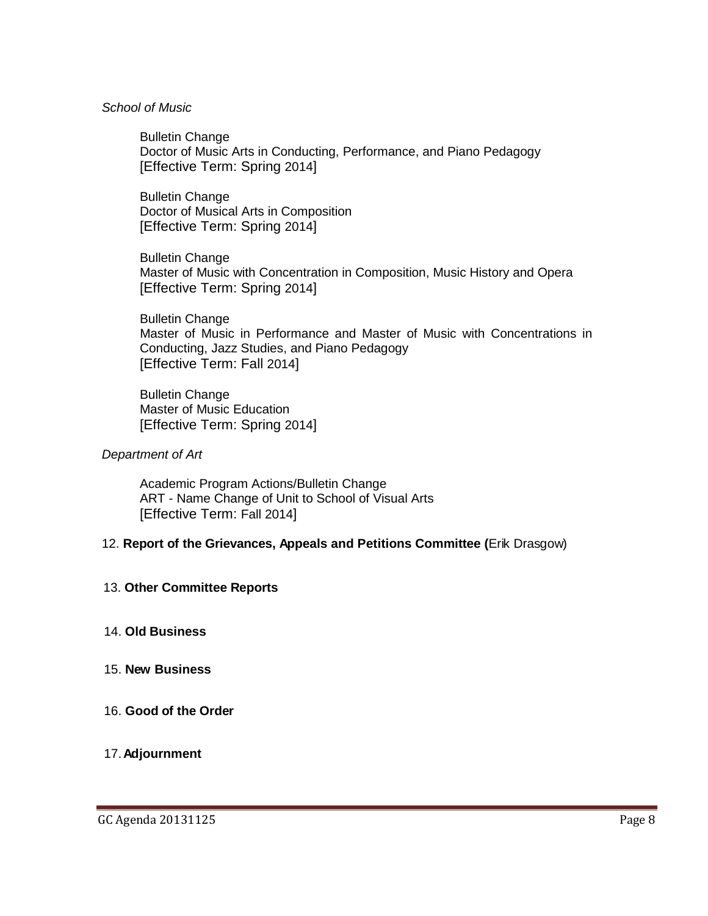*School of Music*

Bulletin Change
Doctor of Music Arts in Conducting, Performance, and Piano Pedagogy
[Effective Term: Spring 2014]

Bulletin Change
Doctor of Musical Arts in Composition
[Effective Term: Spring 2014]

Bulletin Change
Master of Music with Concentration in Composition, Music History and Opera
[Effective Term: Spring 2014]

Bulletin Change
Master of Music in Performance and Master of Music with Concentrations in Conducting, Jazz Studies, and Piano Pedagogy
[Effective Term: Fall 2014]

Bulletin Change
Master of Music Education
[Effective Term: Spring 2014]

*Department of Art*

Academic Program Actions/Bulletin Change
ART - Name Change of Unit to School of Visual Arts
[Effective Term: Fall 2014]

12. **Report of the Grievances, Appeals and Petitions Committee (**Erik Drasgow)

13. **Other Committee Reports**

14. **Old Business**

15. **New Business**

16. **Good of the Order**

17. **Adjournment**